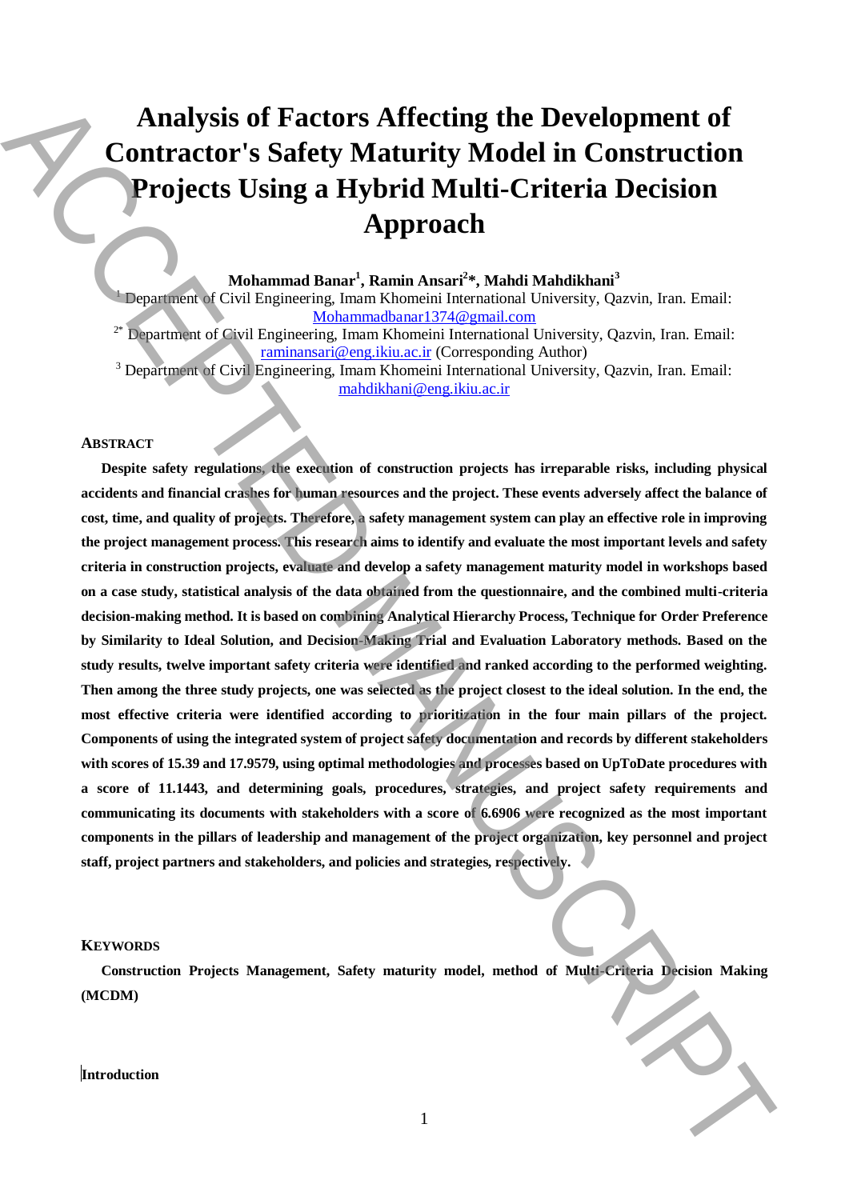# Analysis of Factors Affecting the Development of Contractor's Safety Maturity Model in Construction Projects Using a Hybrid Multi-Criteria Decision Approach

**Mohammad Banar[1], Ramin Ansari[2]*, Mahdi Mahdikhani[3]**

[1] Department of Civil Engineering, Imam Khomeini International University, Qazvin, Iran. Email: Mohammadbanar1374@gmail.com

[2*] Department of Civil Engineering, Imam Khomeini International University, Qazvin, Iran. Email: raminansari@eng.ikiu.ac.ir (Corresponding Author)

[3] Department of Civil Engineering, Imam Khomeini International University, Qazvin, Iran. Email: mahdikhani@eng.ikiu.ac.ir

## Abstract

**Despite safety regulations, the execution of construction projects has irreparable risks, including physical accidents and financial crashes for human resources and the project. These events adversely affect the balance of cost, time, and quality of projects. Therefore, a safety management system can play an effective role in improving the project management process. This research aims to identify and evaluate the most important levels and safety criteria in construction projects, evaluate and develop a safety management maturity model in workshops based on a case study, statistical analysis of the data obtained from the questionnaire, and the combined multi-criteria decision-making method. It is based on combining Analytical Hierarchy Process, Technique for Order Preference by Similarity to Ideal Solution, and Decision-Making Trial and Evaluation Laboratory methods. Based on the study results, twelve important safety criteria were identified and ranked according to the performed weighting. Then among the three study projects, one was selected as the project closest to the ideal solution. In the end, the most effective criteria were identified according to prioritization in the four main pillars of the project. Components of using the integrated system of project safety documentation and records by different stakeholders with scores of 15.39 and 17.9579, using optimal methodologies and processes based on UpToDate procedures with a score of 11.1443, and determining goals, procedures, strategies, and project safety requirements and communicating its documents with stakeholders with a score of 6.6906 were recognized as the most important components in the pillars of leadership and management of the project organization, key personnel and project staff, project partners and stakeholders, and policies and strategies, respectively.**

## Keywords

**Construction Projects Management, Safety maturity model, method of Multi-Criteria Decision Making (MCDM)**

## Introduction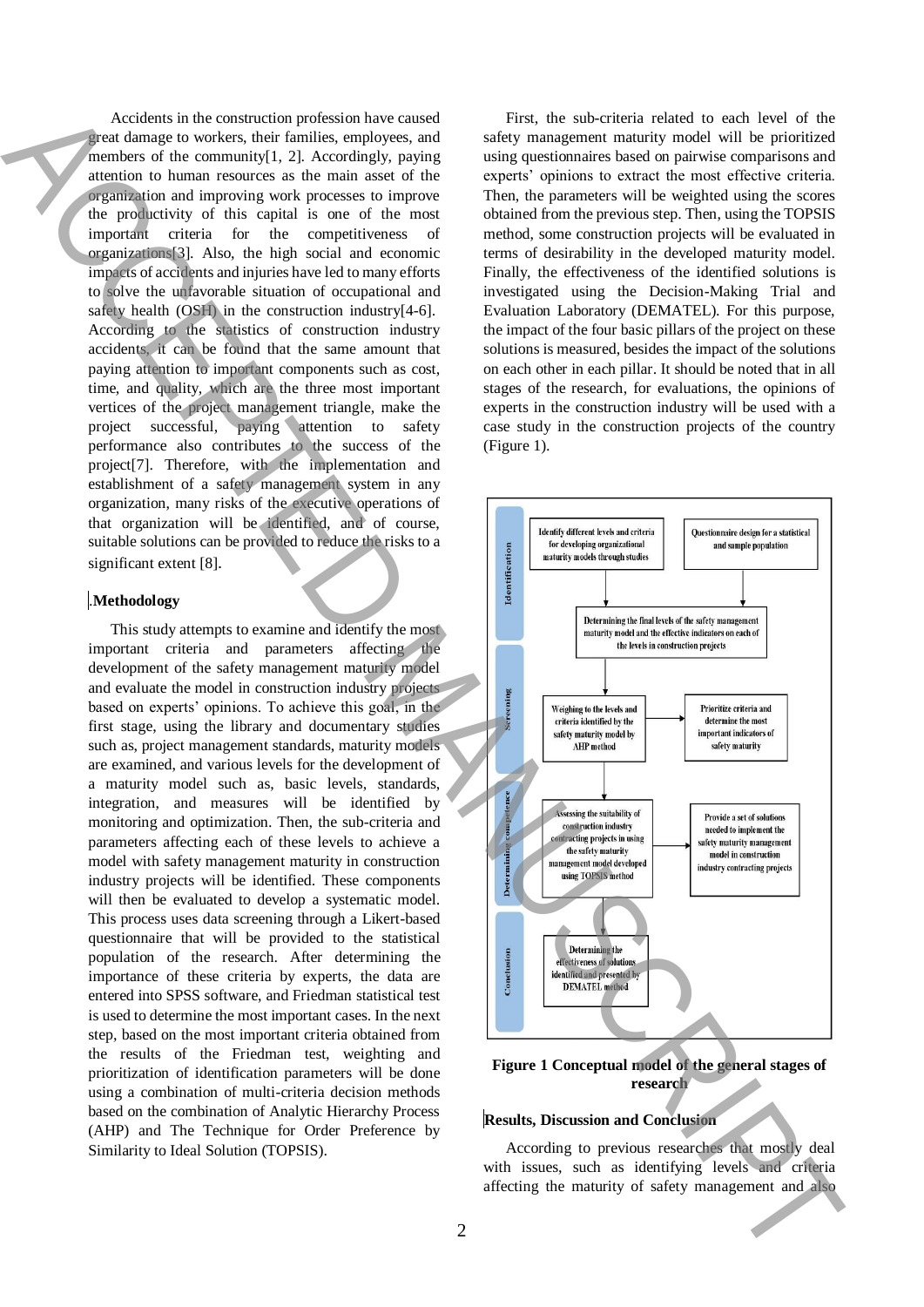Accidents in the construction profession have caused great damage to workers, their families, employees, and members of the community[1, 2]. Accordingly, paying attention to human resources as the main asset of the organization and improving work processes to improve the productivity of this capital is one of the most important criteria for the competitiveness of organizations[3]. Also, the high social and economic impacts of accidents and injuries have led to many efforts to solve the unfavorable situation of occupational and safety health (OSH) in the construction industry[4-6]. According to the statistics of construction industry accidents, it can be found that the same amount that paying attention to important components such as cost, time, and quality, which are the three most important vertices of the project management triangle, make the project successful, paying attention to safety performance also contributes to the success of the project[7]. Therefore, with the implementation and establishment of a safety management system in any organization, many risks of the executive operations of that organization will be identified, and of course, suitable solutions can be provided to reduce the risks to a significant extent [8].

## Methodology

This study attempts to examine and identify the most important criteria and parameters affecting the development of the safety management maturity model and evaluate the model in construction industry projects based on experts' opinions. To achieve this goal, in the first stage, using the library and documentary studies such as, project management standards, maturity models are examined, and various levels for the development of a maturity model such as, basic levels, standards, integration, and measures will be identified by monitoring and optimization. Then, the sub-criteria and parameters affecting each of these levels to achieve a model with safety management maturity in construction industry projects will be identified. These components will then be evaluated to develop a systematic model. This process uses data screening through a Likert-based questionnaire that will be provided to the statistical population of the research. After determining the importance of these criteria by experts, the data are entered into SPSS software, and Friedman statistical test is used to determine the most important cases. In the next step, based on the most important criteria obtained from the results of the Friedman test, weighting and prioritization of identification parameters will be done using a combination of multi-criteria decision methods based on the combination of Analytic Hierarchy Process (AHP) and The Technique for Order Preference by Similarity to Ideal Solution (TOPSIS).

First, the sub-criteria related to each level of the safety management maturity model will be prioritized using questionnaires based on pairwise comparisons and experts' opinions to extract the most effective criteria. Then, the parameters will be weighted using the scores obtained from the previous step. Then, using the TOPSIS method, some construction projects will be evaluated in terms of desirability in the developed maturity model. Finally, the effectiveness of the identified solutions is investigated using the Decision-Making Trial and Evaluation Laboratory (DEMATEL). For this purpose, the impact of the four basic pillars of the project on these solutions is measured, besides the impact of the solutions on each other in each pillar. It should be noted that in all stages of the research, for evaluations, the opinions of experts in the construction industry will be used with a case study in the construction projects of the country (Figure 1).

Identification: Identify different levels and criteria for developing organizational maturity models through studies; Questionnaire design for a statistical and sample population; Determining the final levels of the safety management maturity model and the effective indicators on each of the levels in construction projects

Screening: Weighing to the levels and criteria identified by the safety maturity model by AHP method; Prioritize criteria and determine the most important indicators of safety maturity

Determining competence: Assessing the suitability of construction industry contracting projects in using the safety maturity management model developed using TOPSIS method; Provide a set of solutions needed to implement the safety maturity management model in construction industry contracting projects

Conclusion: Determining the effectiveness of solutions identified and presented by DEMATEL method

**Figure 1 Conceptual model of the general stages of research**

## Results, Discussion and Conclusion

According to previous researches that mostly deal with issues, such as identifying levels and criteria affecting the maturity of safety management and also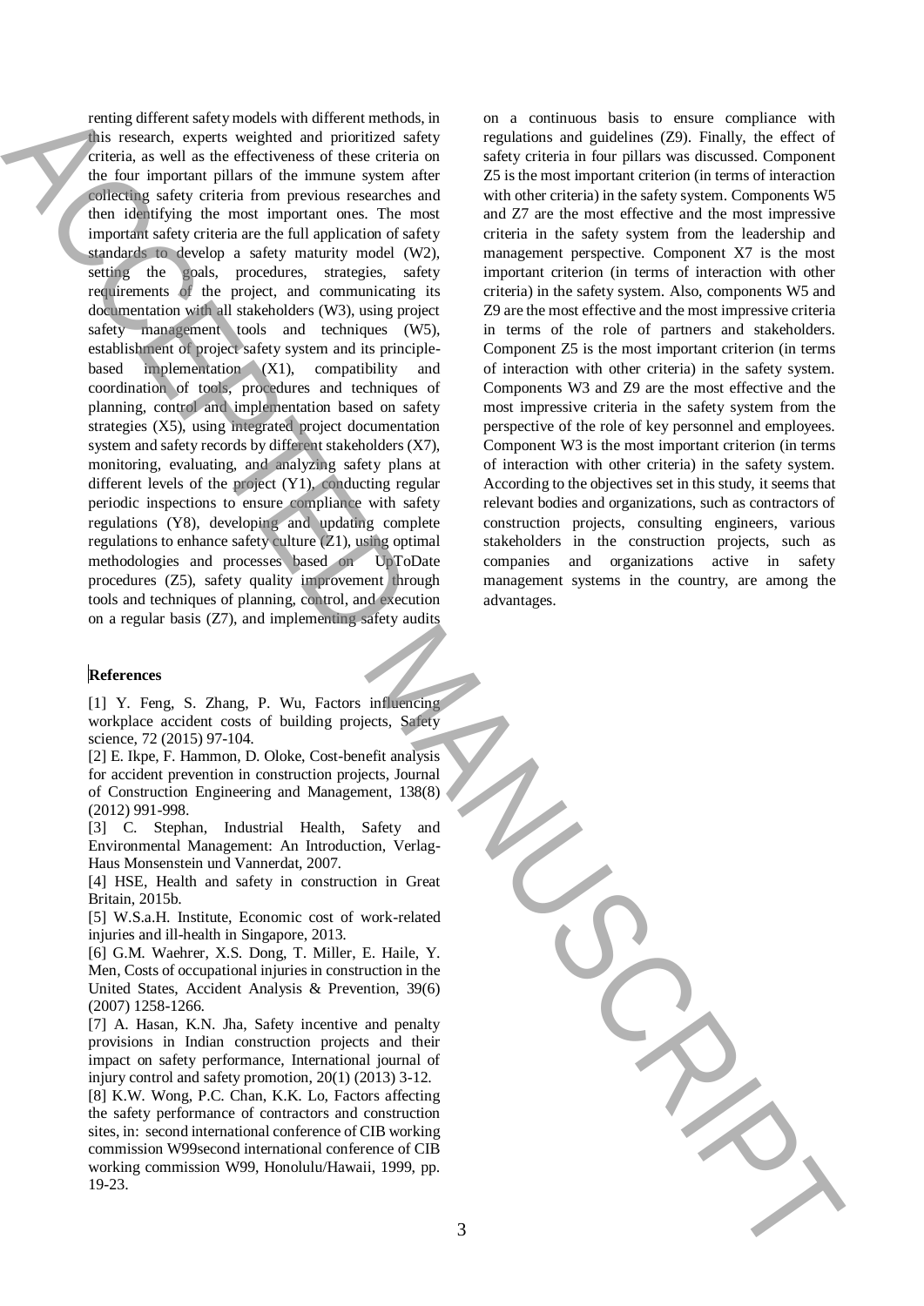renting different safety models with different methods, in this research, experts weighted and prioritized safety criteria, as well as the effectiveness of these criteria on the four important pillars of the immune system after collecting safety criteria from previous researches and then identifying the most important ones. The most important safety criteria are the full application of safety standards to develop a safety maturity model (W2), setting the goals, procedures, strategies, safety requirements of the project, and communicating its documentation with all stakeholders (W3), using project safety management tools and techniques (W5), establishment of project safety system and its principle-based implementation (X1), compatibility and coordination of tools, procedures and techniques of planning, control and implementation based on safety strategies (X5), using integrated project documentation system and safety records by different stakeholders (X7), monitoring, evaluating, and analyzing safety plans at different levels of the project (Y1), conducting regular periodic inspections to ensure compliance with safety regulations (Y8), developing and updating complete regulations to enhance safety culture (Z1), using optimal methodologies and processes based on UpToDate procedures (Z5), safety quality improvement through tools and techniques of planning, control, and execution on a regular basis (Z7), and implementing safety audits on a continuous basis to ensure compliance with regulations and guidelines (Z9). Finally, the effect of safety criteria in four pillars was discussed. Component Z5 is the most important criterion (in terms of interaction with other criteria) in the safety system. Components W5 and Z7 are the most effective and the most impressive criteria in the safety system from the leadership and management perspective. Component X7 is the most important criterion (in terms of interaction with other criteria) in the safety system. Also, components W5 and Z9 are the most effective and the most impressive criteria in terms of the role of partners and stakeholders. Component Z5 is the most important criterion (in terms of interaction with other criteria) in the safety system. Components W3 and Z9 are the most effective and the most impressive criteria in the safety system from the perspective of the role of key personnel and employees. Component W3 is the most important criterion (in terms of interaction with other criteria) in the safety system. According to the objectives set in this study, it seems that relevant bodies and organizations, such as contractors of construction projects, consulting engineers, various stakeholders in the construction projects, such as companies and organizations active in safety management systems in the country, are among the advantages.

## References

[1] Y. Feng, S. Zhang, P. Wu, Factors influencing workplace accident costs of building projects, Safety science, 72 (2015) 97-104.

[2] E. Ikpe, F. Hammon, D. Oloke, Cost-benefit analysis for accident prevention in construction projects, Journal of Construction Engineering and Management, 138(8) (2012) 991-998.

[3] C. Stephan, Industrial Health, Safety and Environmental Management: An Introduction, Verlag-Haus Monsenstein und Vannerdat, 2007.

[4] HSE, Health and safety in construction in Great Britain, 2015b.

[5] W.S.a.H. Institute, Economic cost of work-related injuries and ill-health in Singapore, 2013.

[6] G.M. Waehrer, X.S. Dong, T. Miller, E. Haile, Y. Men, Costs of occupational injuries in construction in the United States, Accident Analysis & Prevention, 39(6) (2007) 1258-1266.

[7] A. Hasan, K.N. Jha, Safety incentive and penalty provisions in Indian construction projects and their impact on safety performance, International journal of injury control and safety promotion, 20(1) (2013) 3-12.

[8] K.W. Wong, P.C. Chan, K.K. Lo, Factors affecting the safety performance of contractors and construction sites, in: second international conference of CIB working commission W99second international conference of CIB working commission W99, Honolulu/Hawaii, 1999, pp. 19-23.